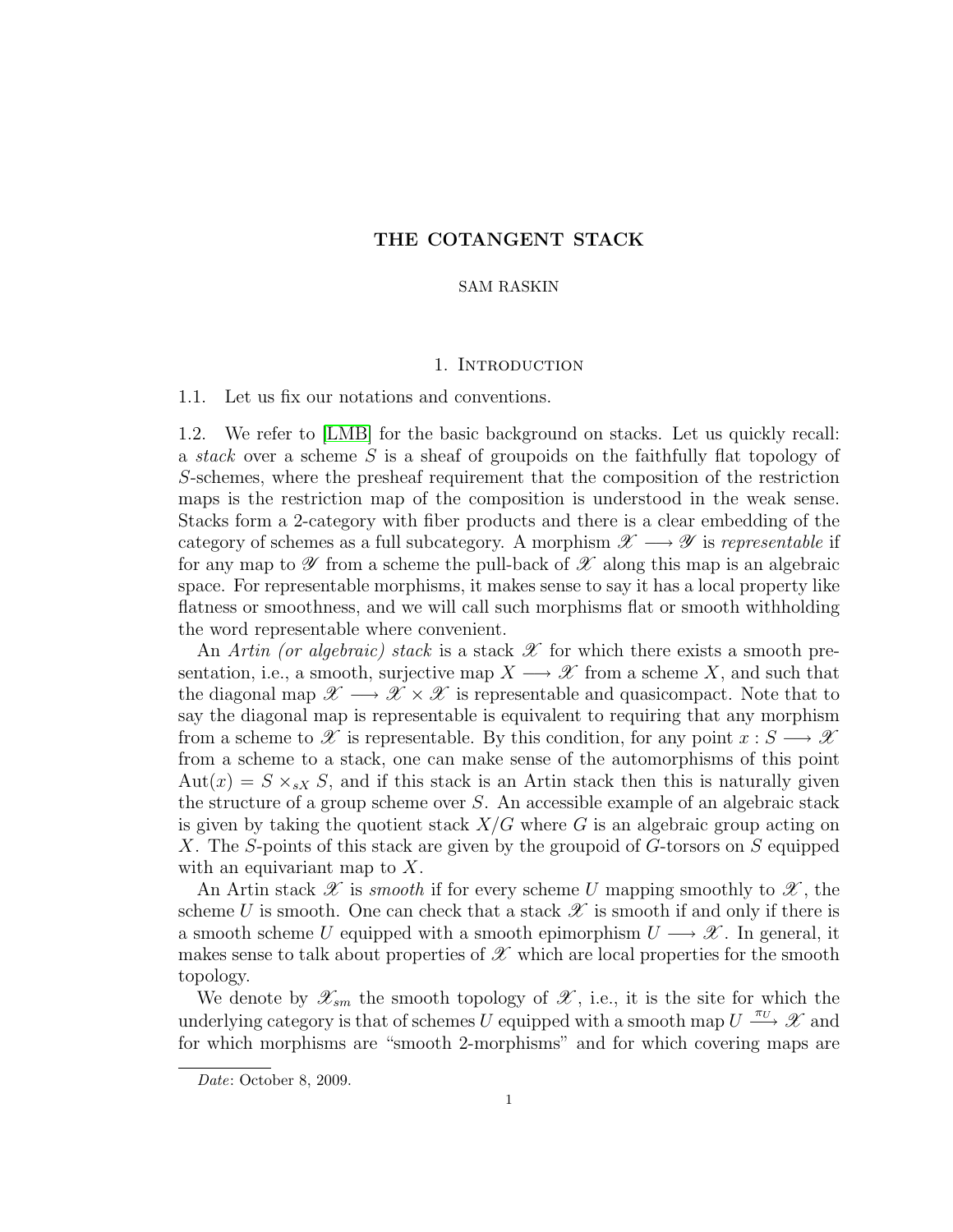# THE COTANGENT STACK

SAM RASKIN

## 1. Introduction

1.1. Let us fix our notations and conventions.

1.2. We refer to [LMB] for the basic background on stacks. Let us quickly recall: a *stack* over a scheme $S$ is a sheaf of groupoids on the faithfully flat topology of $S$-schemes, where the presheaf requirement that the composition of the restriction maps is the restriction map of the composition is understood in the weak sense. Stacks form a 2-category with fiber products and there is a clear embedding of the category of schemes as a full subcategory. A morphism $\mathscr{X} \longrightarrow \mathscr{Y}$ is *representable* if for any map to $\mathscr{Y}$ from a scheme the pull-back of $\mathscr{X}$ along this map is an algebraic space. For representable morphisms, it makes sense to say it has a local property like flatness or smoothness, and we will call such morphisms flat or smooth withholding the word representable where convenient.

An *Artin (or algebraic) stack* is a stack $\mathscr{X}$ for which there exists a smooth presentation, i.e., a smooth, surjective map $X \longrightarrow \mathscr{X}$ from a scheme $X$, and such that the diagonal map $\mathscr{X} \longrightarrow \mathscr{X} \times \mathscr{X}$ is representable and quasicompact. Note that to say the diagonal map is representable is equivalent to requiring that any morphism from a scheme to $\mathscr{X}$ is representable. By this condition, for any point $x : S \longrightarrow \mathscr{X}$ from a scheme to a stack, one can make sense of the automorphisms of this point $\mathrm{Aut}(x) = S \times_{sX} S$, and if this stack is an Artin stack then this is naturally given the structure of a group scheme over $S$. An accessible example of an algebraic stack is given by taking the quotient stack $X/G$ where $G$ is an algebraic group acting on $X$. The $S$-points of this stack are given by the groupoid of $G$-torsors on $S$ equipped with an equivariant map to $X$.

An Artin stack $\mathscr{X}$ is *smooth* if for every scheme $U$ mapping smoothly to $\mathscr{X}$, the scheme $U$ is smooth. One can check that a stack $\mathscr{X}$ is smooth if and only if there is a smooth scheme $U$ equipped with a smooth epimorphism $U \longrightarrow \mathscr{X}$. In general, it makes sense to talk about properties of $\mathscr{X}$ which are local properties for the smooth topology.

We denote by $\mathscr{X}_{sm}$ the smooth topology of $\mathscr{X}$, i.e., it is the site for which the underlying category is that of schemes $U$ equipped with a smooth map $U \xrightarrow{\pi_U} \mathscr{X}$ and for which morphisms are "smooth 2-morphisms" and for which covering maps are

*Date*: October 8, 2009.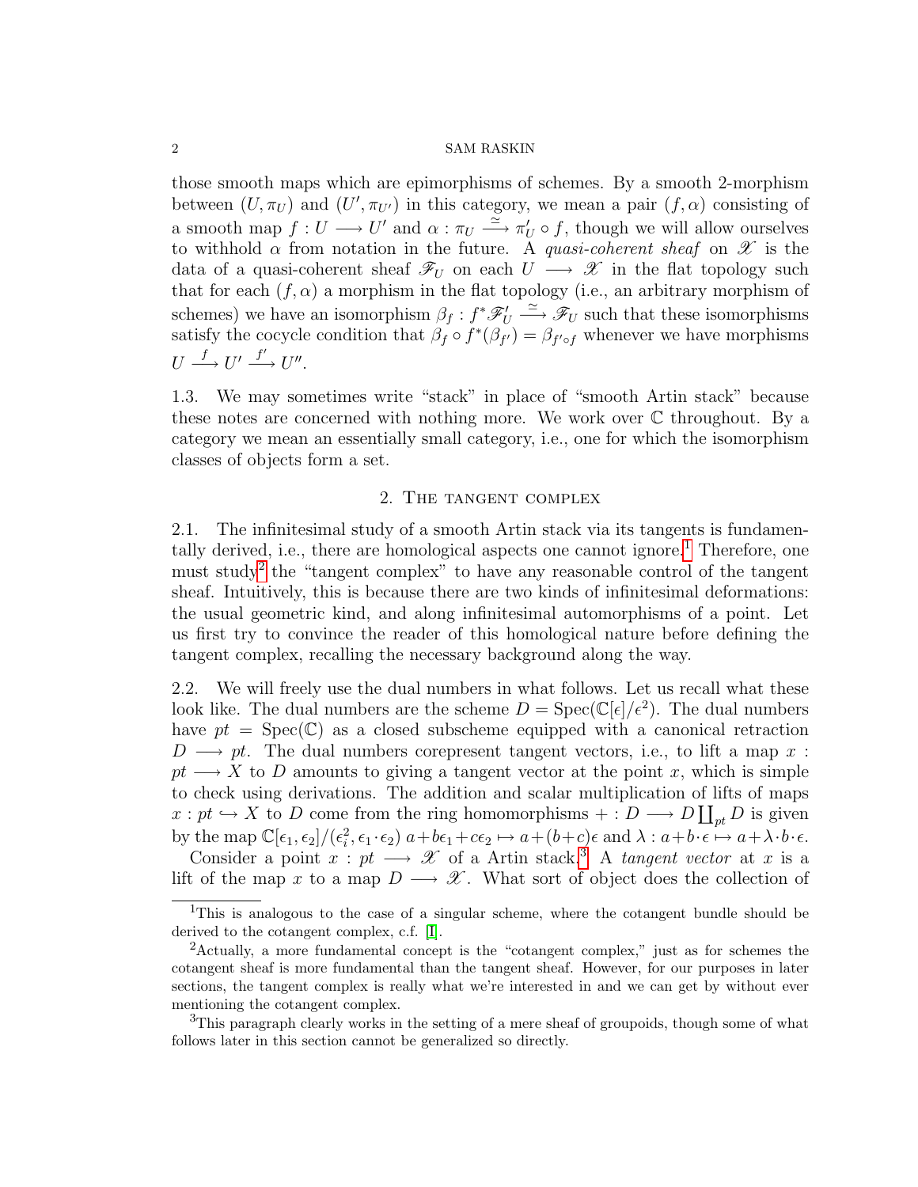those smooth maps which are epimorphisms of schemes. By a smooth 2-morphism between $(U, \pi_U)$ and $(U', \pi_{U'})$ in this category, we mean a pair $(f, \alpha)$ consisting of a smooth map $f : U \longrightarrow U'$ and $\alpha : \pi_U \xrightarrow{\simeq} \pi'_U \circ f$, though we will allow ourselves to withhold $\alpha$ from notation in the future. A *quasi-coherent sheaf* on $\mathscr{X}$ is the data of a quasi-coherent sheaf $\mathscr{F}_U$ on each $U \longrightarrow \mathscr{X}$ in the flat topology such that for each $(f, \alpha)$ a morphism in the flat topology (i.e., an arbitrary morphism of schemes) we have an isomorphism $\beta_f : f^*\mathscr{F}'_U \xrightarrow{\simeq} \mathscr{F}_U$ such that these isomorphisms satisfy the cocycle condition that $\beta_f \circ f^*(\beta_{f'}) = \beta_{f' \circ f}$ whenever we have morphisms $U \xrightarrow{f} U' \xrightarrow{f'} U''$.

1.3. We may sometimes write "stack" in place of "smooth Artin stack" because these notes are concerned with nothing more. We work over $\mathbb{C}$ throughout. By a category we mean an essentially small category, i.e., one for which the isomorphism classes of objects form a set.

## 2. The tangent complex

2.1. The infinitesimal study of a smooth Artin stack via its tangents is fundamentally derived, i.e., there are homological aspects one cannot ignore.[1] Therefore, one must study[2] the "tangent complex" to have any reasonable control of the tangent sheaf. Intuitively, this is because there are two kinds of infinitesimal deformations: the usual geometric kind, and along infinitesimal automorphisms of a point. Let us first try to convince the reader of this homological nature before defining the tangent complex, recalling the necessary background along the way.

2.2. We will freely use the dual numbers in what follows. Let us recall what these look like. The dual numbers are the scheme $D = \mathrm{Spec}(\mathbb{C}[\epsilon]/\epsilon^2)$. The dual numbers have $pt = \mathrm{Spec}(\mathbb{C})$ as a closed subscheme equipped with a canonical retraction $D \longrightarrow pt$. The dual numbers corepresent tangent vectors, i.e., to lift a map $x : pt \longrightarrow X$ to $D$ amounts to giving a tangent vector at the point $x$, which is simple to check using derivations. The addition and scalar multiplication of lifts of maps $x : pt \hookrightarrow X$ to $D$ come from the ring homomorphisms $+ : D \longrightarrow D \coprod_{pt} D$ is given by the map $\mathbb{C}[\epsilon_1, \epsilon_2]/(\epsilon_i^2, \epsilon_1 \cdot \epsilon_2)$ $a + b\epsilon_1 + c\epsilon_2 \mapsto a + (b+c)\epsilon$ and $\lambda : a + b \cdot \epsilon \mapsto a + \lambda \cdot b \cdot \epsilon$.

Consider a point $x : pt \longrightarrow \mathscr{X}$ of a Artin stack.[3] A *tangent vector* at $x$ is a lift of the map $x$ to a map $D \longrightarrow \mathscr{X}$. What sort of object does the collection of

---

[1] This is analogous to the case of a singular scheme, where the cotangent bundle should be derived to the cotangent complex, c.f. [1].

[2] Actually, a more fundamental concept is the "cotangent complex," just as for schemes the cotangent sheaf is more fundamental than the tangent sheaf. However, for our purposes in later sections, the tangent complex is really what we're interested in and we can get by without ever mentioning the cotangent complex.

[3] This paragraph clearly works in the setting of a mere sheaf of groupoids, though some of what follows later in this section cannot be generalized so directly.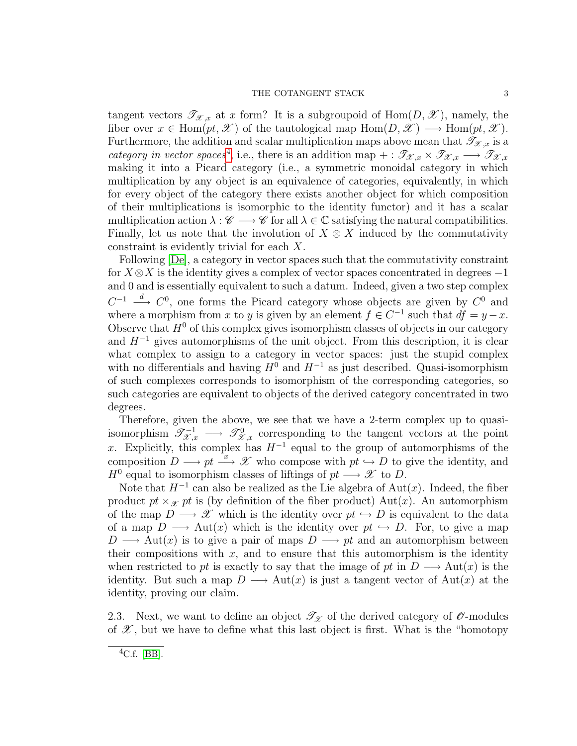tangent vectors $\mathscr{T}_{\mathscr{X},x}$ at $x$ form? It is a subgroupoid of $\mathrm{Hom}(D, \mathscr{X})$, namely, the fiber over $x \in \mathrm{Hom}(pt, \mathscr{X})$ of the tautological map $\mathrm{Hom}(D, \mathscr{X}) \longrightarrow \mathrm{Hom}(pt, \mathscr{X})$. Furthermore, the addition and scalar multiplication maps above mean that $\mathscr{T}_{\mathscr{X},x}$ is a *category in vector spaces*[4], i.e., there is an addition map $+ : \mathscr{T}_{\mathscr{X},x} \times \mathscr{T}_{\mathscr{X},x} \longrightarrow \mathscr{T}_{\mathscr{X},x}$ making it into a Picard category (i.e., a symmetric monoidal category in which multiplication by any object is an equivalence of categories, equivalently, in which for every object of the category there exists another object for which composition of their multiplications is isomorphic to the identity functor) and it has a scalar multiplication action $\lambda : \mathscr{C} \longrightarrow \mathscr{C}$ for all $\lambda \in \mathbb{C}$ satisfying the natural compatibilities. Finally, let us note that the involution of $X \otimes X$ induced by the commutativity constraint is evidently trivial for each $X$.

Following [De], a category in vector spaces such that the commutativity constraint for $X \otimes X$ is the identity gives a complex of vector spaces concentrated in degrees $-1$ and $0$ and is essentially equivalent to such a datum. Indeed, given a two step complex $C^{-1} \xrightarrow{d} C^0$, one forms the Picard category whose objects are given by $C^0$ and where a morphism from $x$ to $y$ is given by an element $f \in C^{-1}$ such that $df = y - x$. Observe that $H^0$ of this complex gives isomorphism classes of objects in our category and $H^{-1}$ gives automorphisms of the unit object. From this description, it is clear what complex to assign to a category in vector spaces: just the stupid complex with no differentials and having $H^0$ and $H^{-1}$ as just described. Quasi-isomorphism of such complexes corresponds to isomorphism of the corresponding categories, so such categories are equivalent to objects of the derived category concentrated in two degrees.

Therefore, given the above, we see that we have a 2-term complex up to quasi-isomorphism $\mathscr{T}^{-1}_{\mathscr{X},x} \longrightarrow \mathscr{T}^{0}_{\mathscr{X},x}$ corresponding to the tangent vectors at the point $x$. Explicitly, this complex has $H^{-1}$ equal to the group of automorphisms of the composition $D \longrightarrow pt \xrightarrow{x} \mathscr{X}$ who compose with $pt \hookrightarrow D$ to give the identity, and $H^0$ equal to isomorphism classes of liftings of $pt \longrightarrow \mathscr{X}$ to $D$.

Note that $H^{-1}$ can also be realized as the Lie algebra of $\mathrm{Aut}(x)$. Indeed, the fiber product $pt \times_{\mathscr{X}} pt$ is (by definition of the fiber product) $\mathrm{Aut}(x)$. An automorphism of the map $D \longrightarrow \mathscr{X}$ which is the identity over $pt \hookrightarrow D$ is equivalent to the data of a map $D \longrightarrow \mathrm{Aut}(x)$ which is the identity over $pt \hookrightarrow D$. For, to give a map $D \longrightarrow \mathrm{Aut}(x)$ is to give a pair of maps $D \longrightarrow pt$ and an automorphism between their compositions with $x$, and to ensure that this automorphism is the identity when restricted to $pt$ is exactly to say that the image of $pt$ in $D \longrightarrow \mathrm{Aut}(x)$ is the identity. But such a map $D \longrightarrow \mathrm{Aut}(x)$ is just a tangent vector of $\mathrm{Aut}(x)$ at the identity, proving our claim.

2.3. Next, we want to define an object $\mathscr{T}_{\mathscr{X}}$ of the derived category of $\mathscr{O}$-modules of $\mathscr{X}$, but we have to define what this last object is first. What is the "homotopy

[4]C.f. [BB].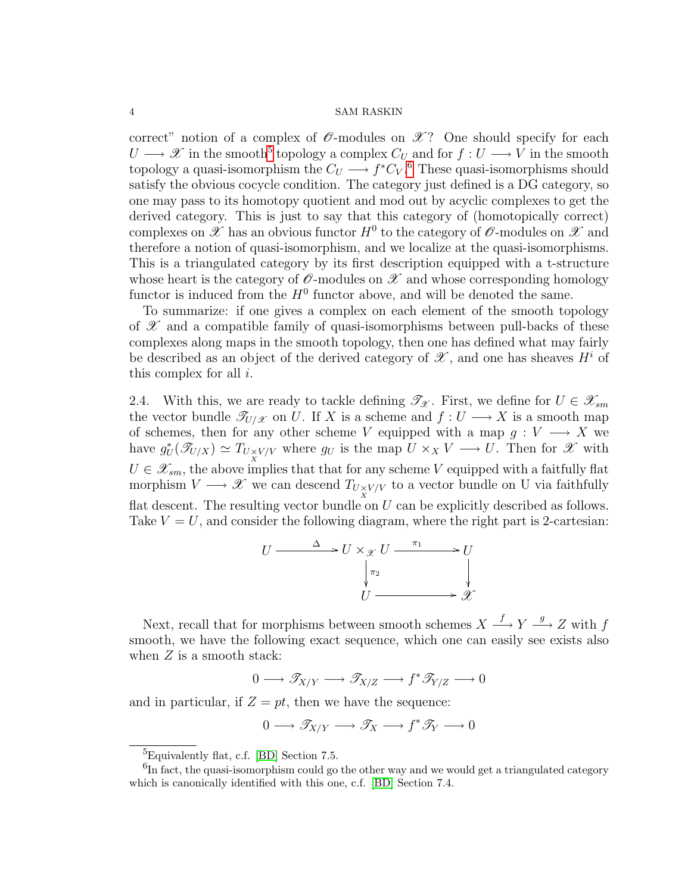correct" notion of a complex of $\mathscr{O}$-modules on $\mathscr{X}$? One should specify for each $U \longrightarrow \mathscr{X}$ in the smooth[5] topology a complex $C_U$ and for $f : U \longrightarrow V$ in the smooth topology a quasi-isomorphism the $C_U \longrightarrow f^*C_V$.[6] These quasi-isomorphisms should satisfy the obvious cocycle condition. The category just defined is a DG category, so one may pass to its homotopy quotient and mod out by acyclic complexes to get the derived category. This is just to say that this category of (homotopically correct) complexes on $\mathscr{X}$ has an obvious functor $H^0$ to the category of $\mathscr{O}$-modules on $\mathscr{X}$ and therefore a notion of quasi-isomorphism, and we localize at the quasi-isomorphisms. This is a triangulated category by its first description equipped with a t-structure whose heart is the category of $\mathscr{O}$-modules on $\mathscr{X}$ and whose corresponding homology functor is induced from the $H^0$ functor above, and will be denoted the same.

To summarize: if one gives a complex on each element of the smooth topology of $\mathscr{X}$ and a compatible family of quasi-isomorphisms between pull-backs of these complexes along maps in the smooth topology, then one has defined what may fairly be described as an object of the derived category of $\mathscr{X}$, and one has sheaves $H^i$ of this complex for all $i$.

2.4. With this, we are ready to tackle defining $\mathscr{T}_{\mathscr{X}}$. First, we define for $U \in \mathscr{X}_{sm}$ the vector bundle $\mathscr{T}_{U/\mathscr{X}}$ on $U$. If $X$ is a scheme and $f : U \longrightarrow X$ is a smooth map of schemes, then for any other scheme $V$ equipped with a map $g : V \longrightarrow X$ we have $g_U^*(\mathscr{T}_{U/X}) \simeq T_{U \underset{X}{\times} V/V}$ where $g_U$ is the map $U \times_X V \longrightarrow U$. Then for $\mathscr{X}$ with $U \in \mathscr{X}_{sm}$, the above implies that that for any scheme $V$ equipped with a faitfully flat morphism $V \longrightarrow \mathscr{X}$ we can descend $T_{U \underset{X}{\times} V/V}$ to a vector bundle on U via faithfully flat descent. The resulting vector bundle on $U$ can be explicitly described as follows. Take $V = U$, and consider the following diagram, where the right part is 2-cartesian:

$$\begin{array}{ccccc} U & \xrightarrow{\Delta} & U \times_{\mathscr{X}} U & \xrightarrow{\pi_1} & U \\ & & \downarrow{\scriptstyle \pi_2} & & \downarrow \\ & & U & \longrightarrow & \mathscr{X} \end{array}$$

Next, recall that for morphisms between smooth schemes $X \xrightarrow{f} Y \xrightarrow{g} Z$ with $f$ smooth, we have the following exact sequence, which one can easily see exists also when $Z$ is a smooth stack:

$$0 \longrightarrow \mathscr{T}_{X/Y} \longrightarrow \mathscr{T}_{X/Z} \longrightarrow f^*\mathscr{T}_{Y/Z} \longrightarrow 0$$

and in particular, if $Z = pt$, then we have the sequence:

$$0 \longrightarrow \mathscr{T}_{X/Y} \longrightarrow \mathscr{T}_{X} \longrightarrow f^*\mathscr{T}_{Y} \longrightarrow 0$$

[5] Equivalently flat, c.f. [BD] Section 7.5.

[6] In fact, the quasi-isomorphism could go the other way and we would get a triangulated category which is canonically identified with this one, c.f. [BD] Section 7.4.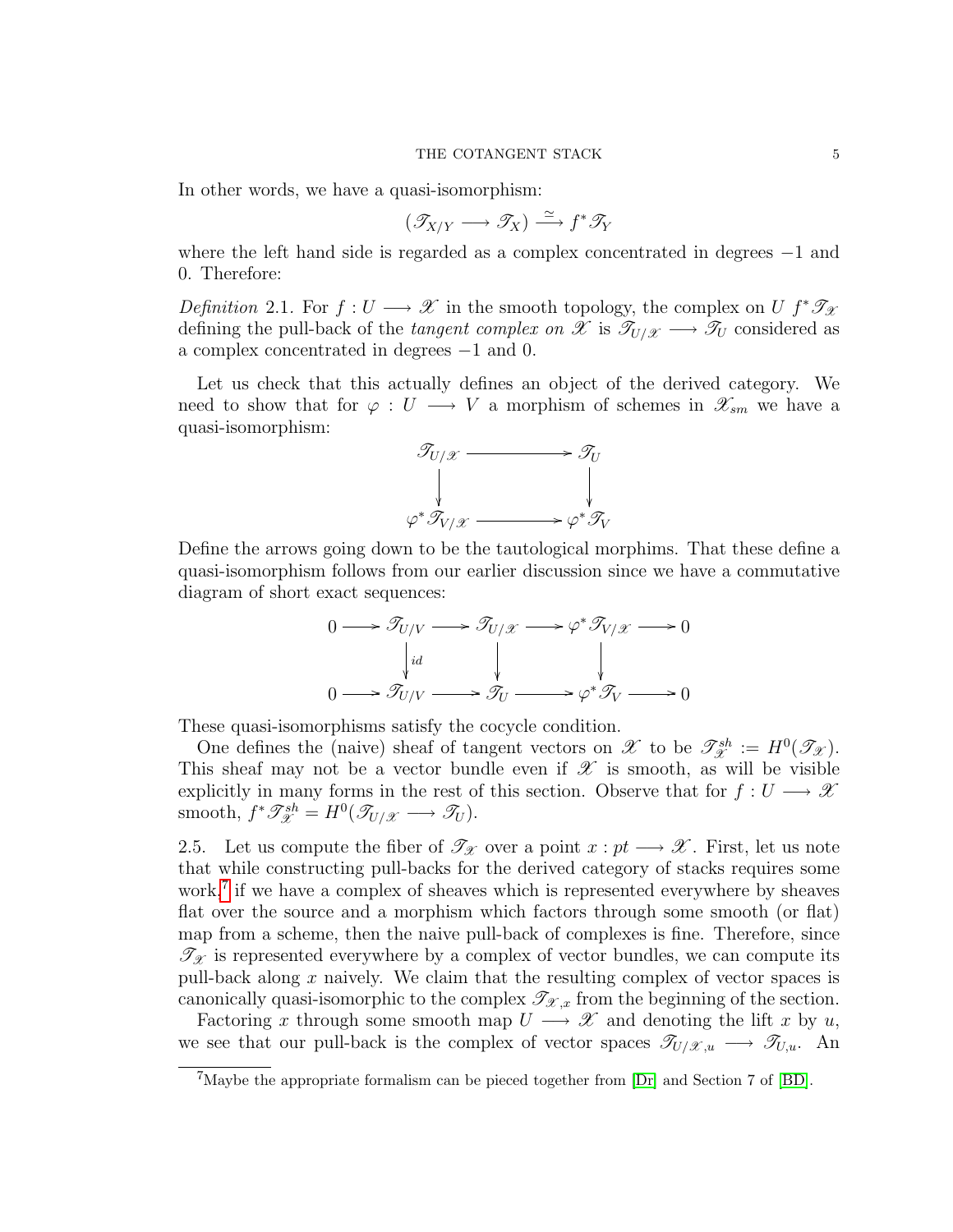In other words, we have a quasi-isomorphism:

$$(\mathscr{T}_{X/Y} \longrightarrow \mathscr{T}_X) \xrightarrow{\simeq} f^*\mathscr{T}_Y$$

where the left hand side is regarded as a complex concentrated in degrees $-1$ and 0. Therefore:

*Definition* 2.1. For $f : U \longrightarrow \mathscr{X}$ in the smooth topology, the complex on $U$ $f^*\mathscr{T}_{\mathscr{X}}$ defining the pull-back of the *tangent complex on* $\mathscr{X}$ is $\mathscr{T}_{U/\mathscr{X}} \longrightarrow \mathscr{T}_U$ considered as a complex concentrated in degrees $-1$ and 0.

Let us check that this actually defines an object of the derived category. We need to show that for $\varphi : U \longrightarrow V$ a morphism of schemes in $\mathscr{X}_{sm}$ we have a quasi-isomorphism:

$$\begin{array}{ccc}
\mathscr{T}_{U/\mathscr{X}} & \longrightarrow & \mathscr{T}_U \\
\downarrow & & \downarrow \\
\varphi^*\mathscr{T}_{V/\mathscr{X}} & \longrightarrow & \varphi^*\mathscr{T}_V
\end{array}$$

Define the arrows going down to be the tautological morphims. That these define a quasi-isomorphism follows from our earlier discussion since we have a commutative diagram of short exact sequences:

$$\begin{array}{ccccccccc}
0 & \longrightarrow & \mathscr{T}_{U/V} & \longrightarrow & \mathscr{T}_{U/\mathscr{X}} & \longrightarrow & \varphi^*\mathscr{T}_{V/\mathscr{X}} & \longrightarrow & 0 \\
 & & \downarrow{\scriptstyle id} & & \downarrow & & \downarrow & & \\
0 & \longrightarrow & \mathscr{T}_{U/V} & \longrightarrow & \mathscr{T}_U & \longrightarrow & \varphi^*\mathscr{T}_V & \longrightarrow & 0
\end{array}$$

These quasi-isomorphisms satisfy the cocycle condition.

One defines the (naive) sheaf of tangent vectors on $\mathscr{X}$ to be $\mathscr{T}^{sh}_{\mathscr{X}} := H^0(\mathscr{T}_{\mathscr{X}})$. This sheaf may not be a vector bundle even if $\mathscr{X}$ is smooth, as will be visible explicitly in many forms in the rest of this section. Observe that for $f : U \longrightarrow \mathscr{X}$ smooth, $f^*\mathscr{T}^{sh}_{\mathscr{X}} = H^0(\mathscr{T}_{U/\mathscr{X}} \longrightarrow \mathscr{T}_U)$.

2.5. Let us compute the fiber of $\mathscr{T}_{\mathscr{X}}$ over a point $x : pt \longrightarrow \mathscr{X}$. First, let us note that while constructing pull-backs for the derived category of stacks requires some work,[7] if we have a complex of sheaves which is represented everywhere by sheaves flat over the source and a morphism which factors through some smooth (or flat) map from a scheme, then the naive pull-back of complexes is fine. Therefore, since $\mathscr{T}_{\mathscr{X}}$ is represented everywhere by a complex of vector bundles, we can compute its pull-back along $x$ naively. We claim that the resulting complex of vector spaces is canonically quasi-isomorphic to the complex $\mathscr{T}_{\mathscr{X},x}$ from the beginning of the section.

Factoring $x$ through some smooth map $U \longrightarrow \mathscr{X}$ and denoting the lift $x$ by $u$, we see that our pull-back is the complex of vector spaces $\mathscr{T}_{U/\mathscr{X},u} \longrightarrow \mathscr{T}_{U,u}$. An

[7] Maybe the appropriate formalism can be pieced together from [Dr] and Section 7 of [BD].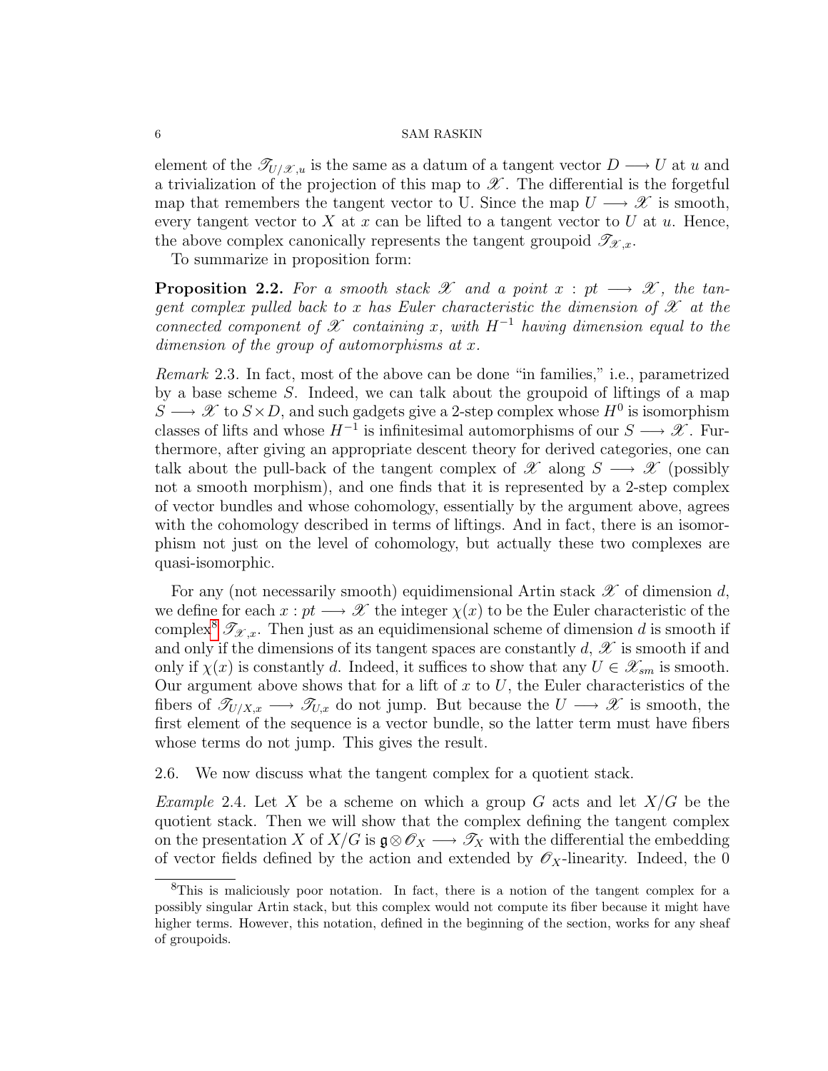element of the $\mathscr{T}_{U/\mathscr{X},u}$ is the same as a datum of a tangent vector $D \longrightarrow U$ at $u$ and a trivialization of the projection of this map to $\mathscr{X}$. The differential is the forgetful map that remembers the tangent vector to U. Since the map $U \longrightarrow \mathscr{X}$ is smooth, every tangent vector to $X$ at $x$ can be lifted to a tangent vector to $U$ at $u$. Hence, the above complex canonically represents the tangent groupoid $\mathscr{T}_{\mathscr{X},x}$.

To summarize in proposition form:

**Proposition 2.2.** *For a smooth stack $\mathscr{X}$ and a point $x : pt \longrightarrow \mathscr{X}$, the tangent complex pulled back to $x$ has Euler characteristic the dimension of $\mathscr{X}$ at the connected component of $\mathscr{X}$ containing $x$, with $H^{-1}$ having dimension equal to the dimension of the group of automorphisms at $x$.*

*Remark* 2.3. In fact, most of the above can be done "in families," i.e., parametrized by a base scheme $S$. Indeed, we can talk about the groupoid of liftings of a map $S \longrightarrow \mathscr{X}$ to $S \times D$, and such gadgets give a 2-step complex whose $H^0$ is isomorphism classes of lifts and whose $H^{-1}$ is infinitesimal automorphisms of our $S \longrightarrow \mathscr{X}$. Furthermore, after giving an appropriate descent theory for derived categories, one can talk about the pull-back of the tangent complex of $\mathscr{X}$ along $S \longrightarrow \mathscr{X}$ (possibly not a smooth morphism), and one finds that it is represented by a 2-step complex of vector bundles and whose cohomology, essentially by the argument above, agrees with the cohomology described in terms of liftings. And in fact, there is an isomorphism not just on the level of cohomology, but actually these two complexes are quasi-isomorphic.

For any (not necessarily smooth) equidimensional Artin stack $\mathscr{X}$ of dimension $d$, we define for each $x : pt \longrightarrow \mathscr{X}$ the integer $\chi(x)$ to be the Euler characteristic of the complex[8] $\mathscr{T}_{\mathscr{X},x}$. Then just as an equidimensional scheme of dimension $d$ is smooth if and only if the dimensions of its tangent spaces are constantly $d$, $\mathscr{X}$ is smooth if and only if $\chi(x)$ is constantly $d$. Indeed, it suffices to show that any $U \in \mathscr{X}_{sm}$ is smooth. Our argument above shows that for a lift of $x$ to $U$, the Euler characteristics of the fibers of $\mathscr{T}_{U/X,x} \longrightarrow \mathscr{T}_{U,x}$ do not jump. But because the $U \longrightarrow \mathscr{X}$ is smooth, the first element of the sequence is a vector bundle, so the latter term must have fibers whose terms do not jump. This gives the result.

2.6. We now discuss what the tangent complex for a quotient stack.

*Example* 2.4. Let $X$ be a scheme on which a group $G$ acts and let $X/G$ be the quotient stack. Then we will show that the complex defining the tangent complex on the presentation $X$ of $X/G$ is $\mathfrak{g} \otimes \mathscr{O}_X \longrightarrow \mathscr{T}_X$ with the differential the embedding of vector fields defined by the action and extended by $\mathscr{O}_X$-linearity. Indeed, the 0

---

[8] This is maliciously poor notation. In fact, there is a notion of the tangent complex for a possibly singular Artin stack, but this complex would not compute its fiber because it might have higher terms. However, this notation, defined in the beginning of the section, works for any sheaf of groupoids.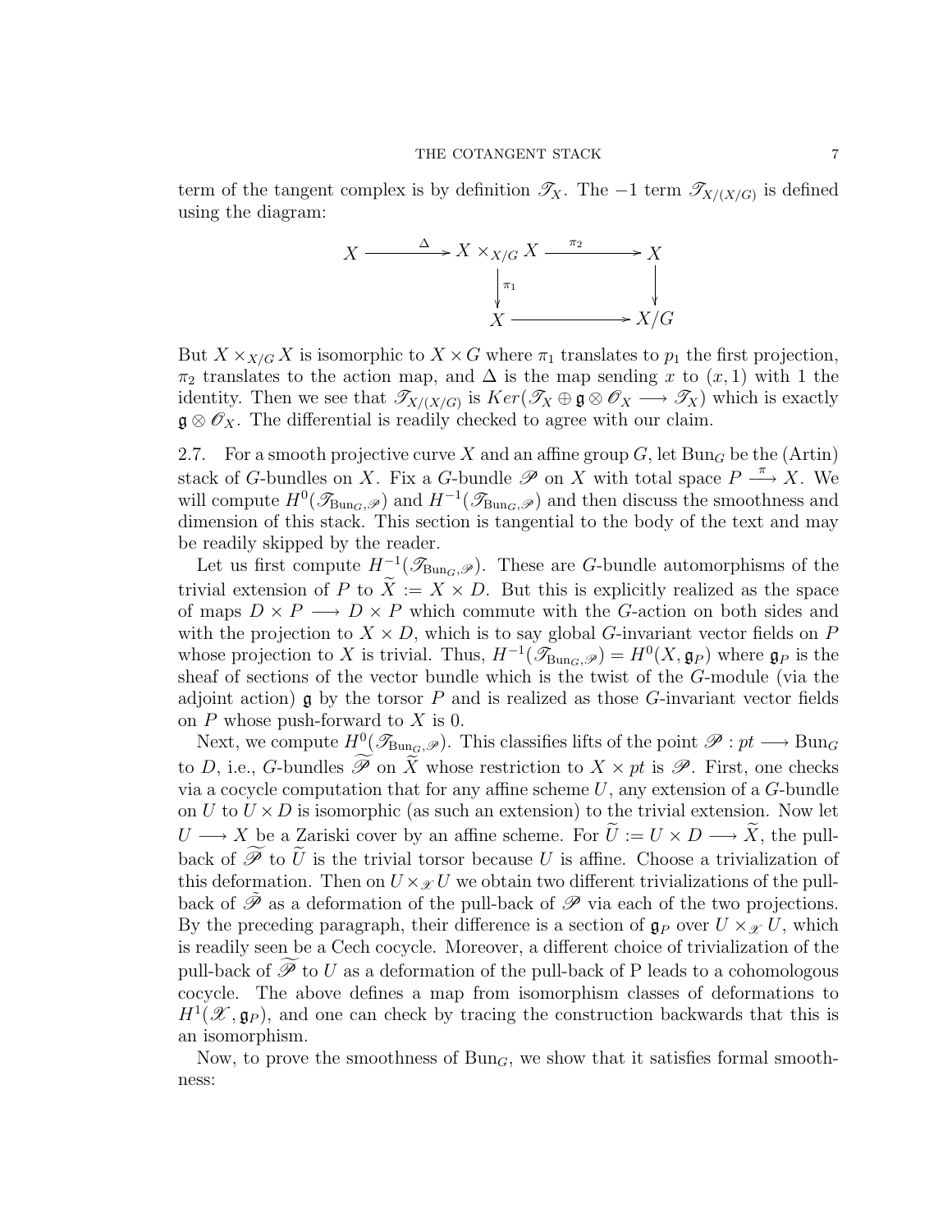term of the tangent complex is by definition $\mathscr{T}_X$. The $-1$ term $\mathscr{T}_{X/(X/G)}$ is defined using the diagram:

$$\begin{array}{ccccc} X & \xrightarrow{\Delta} & X \times_{X/G} X & \xrightarrow{\pi_2} & X \\ & & \downarrow{\scriptstyle \pi_1} & & \downarrow \\ & & X & \longrightarrow & X/G \end{array}$$

But $X \times_{X/G} X$ is isomorphic to $X \times G$ where $\pi_1$ translates to $p_1$ the first projection, $\pi_2$ translates to the action map, and $\Delta$ is the map sending $x$ to $(x, 1)$ with 1 the identity. Then we see that $\mathscr{T}_{X/(X/G)}$ is $Ker(\mathscr{T}_X \oplus \mathfrak{g} \otimes \mathscr{O}_X \longrightarrow \mathscr{T}_X)$ which is exactly $\mathfrak{g} \otimes \mathscr{O}_X$. The differential is readily checked to agree with our claim.

2.7. For a smooth projective curve $X$ and an affine group $G$, let $\mathrm{Bun}_G$ be the (Artin) stack of $G$-bundles on $X$. Fix a $G$-bundle $\mathscr{P}$ on $X$ with total space $P \xrightarrow{\pi} X$. We will compute $H^0(\mathscr{T}_{\mathrm{Bun}_G, \mathscr{P}})$ and $H^{-1}(\mathscr{T}_{\mathrm{Bun}_G, \mathscr{P}})$ and then discuss the smoothness and dimension of this stack. This section is tangential to the body of the text and may be readily skipped by the reader.

Let us first compute $H^{-1}(\mathscr{T}_{\mathrm{Bun}_G, \mathscr{P}})$. These are $G$-bundle automorphisms of the trivial extension of $P$ to $\widetilde{X} := X \times D$. But this is explicitly realized as the space of maps $D \times P \longrightarrow D \times P$ which commute with the $G$-action on both sides and with the projection to $X \times D$, which is to say global $G$-invariant vector fields on $P$ whose projection to $X$ is trivial. Thus, $H^{-1}(\mathscr{T}_{\mathrm{Bun}_G, \mathscr{P}}) = H^0(X, \mathfrak{g}_P)$ where $\mathfrak{g}_P$ is the sheaf of sections of the vector bundle which is the twist of the $G$-module (via the adjoint action) $\mathfrak{g}$ by the torsor $P$ and is realized as those $G$-invariant vector fields on $P$ whose push-forward to $X$ is 0.

Next, we compute $H^0(\mathscr{T}_{\mathrm{Bun}_G, \mathscr{P}})$. This classifies lifts of the point $\mathscr{P} : pt \longrightarrow \mathrm{Bun}_G$ to $D$, i.e., $G$-bundles $\widetilde{\mathscr{P}}$ on $\widetilde{X}$ whose restriction to $X \times pt$ is $\mathscr{P}$. First, one checks via a cocycle computation that for any affine scheme $U$, any extension of a $G$-bundle on $U$ to $U \times D$ is isomorphic (as such an extension) to the trivial extension. Now let $U \longrightarrow X$ be a Zariski cover by an affine scheme. For $\widetilde{U} := U \times D \longrightarrow \widetilde{X}$, the pull-back of $\widetilde{\mathscr{P}}$ to $\widetilde{U}$ is the trivial torsor because $U$ is affine. Choose a trivialization of this deformation. Then on $U \times_{\mathscr{X}} U$ we obtain two different trivializations of the pull-back of $\tilde{\mathscr{P}}$ as a deformation of the pull-back of $\mathscr{P}$ via each of the two projections. By the preceding paragraph, their difference is a section of $\mathfrak{g}_P$ over $U \times_{\mathscr{X}} U$, which is readily seen be a Cech cocycle. Moreover, a different choice of trivialization of the pull-back of $\widetilde{\mathscr{P}}$ to $U$ as a deformation of the pull-back of P leads to a cohomologous cocycle. The above defines a map from isomorphism classes of deformations to $H^1(\mathscr{X}, \mathfrak{g}_P)$, and one can check by tracing the construction backwards that this is an isomorphism.

Now, to prove the smoothness of $\mathrm{Bun}_G$, we show that it satisfies formal smoothness: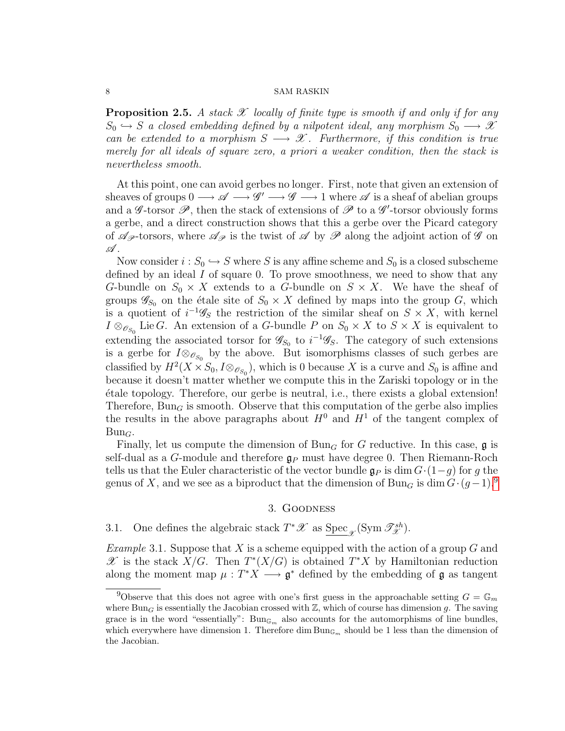**Proposition 2.5.** *A stack $\mathscr{X}$ locally of finite type is smooth if and only if for any $S_0 \hookrightarrow S$ a closed embedding defined by a nilpotent ideal, any morphism $S_0 \longrightarrow \mathscr{X}$ can be extended to a morphism $S \longrightarrow \mathscr{X}$. Furthermore, if this condition is true merely for all ideals of square zero, a priori a weaker condition, then the stack is nevertheless smooth.*

At this point, one can avoid gerbes no longer. First, note that given an extension of sheaves of groups $0 \longrightarrow \mathscr{A} \longrightarrow \mathscr{G}' \longrightarrow \mathscr{G} \longrightarrow 1$ where $\mathscr{A}$ is a sheaf of abelian groups and a $\mathscr{G}$-torsor $\mathscr{P}$, then the stack of extensions of $\mathscr{P}$ to a $\mathscr{G}'$-torsor obviously forms a gerbe, and a direct construction shows that this a gerbe over the Picard category of $\mathscr{A}_{\mathscr{P}}$-torsors, where $\mathscr{A}_{\mathscr{P}}$ is the twist of $\mathscr{A}$ by $\mathscr{P}$ along the adjoint action of $\mathscr{G}$ on $\mathscr{A}$.

Now consider $i : S_0 \hookrightarrow S$ where $S$ is any affine scheme and $S_0$ is a closed subscheme defined by an ideal $I$ of square 0. To prove smoothness, we need to show that any $G$-bundle on $S_0 \times X$ extends to a $G$-bundle on $S \times X$. We have the sheaf of groups $\mathscr{G}_{S_0}$ on the étale site of $S_0 \times X$ defined by maps into the group $G$, which is a quotient of $i^{-1}\mathscr{G}_S$ the restriction of the similar sheaf on $S \times X$, with kernel $I \otimes_{\mathscr{O}_{S_0}} \operatorname{Lie} G$. An extension of a $G$-bundle $P$ on $S_0 \times X$ to $S \times X$ is equivalent to extending the associated torsor for $\mathscr{G}_{S_0}$ to $i^{-1}\mathscr{G}_S$. The category of such extensions is a gerbe for $I \otimes_{\mathscr{O}_{S_0}}$ by the above. But isomorphisms classes of such gerbes are classified by $H^2(X \times S_0, I \otimes_{\mathscr{O}_{S_0}})$, which is 0 because $X$ is a curve and $S_0$ is affine and because it doesn't matter whether we compute this in the Zariski topology or in the étale topology. Therefore, our gerbe is neutral, i.e., there exists a global extension! Therefore, $\operatorname{Bun}_G$ is smooth. Observe that this computation of the gerbe also implies the results in the above paragraphs about $H^0$ and $H^1$ of the tangent complex of $\operatorname{Bun}_G$.

Finally, let us compute the dimension of $\operatorname{Bun}_G$ for $G$ reductive. In this case, $\mathfrak{g}$ is self-dual as a $G$-module and therefore $\mathfrak{g}_P$ must have degree 0. Then Riemann-Roch tells us that the Euler characteristic of the vector bundle $\mathfrak{g}_P$ is $\dim G \cdot (1-g)$ for $g$ the genus of $X$, and we see as a biproduct that the dimension of $\operatorname{Bun}_G$ is $\dim G \cdot (g-1)$.[9]

## 3. Goodness

3.1. One defines the algebraic stack $T^*\mathscr{X}$ as $\underline{\operatorname{Spec}}_{\mathscr{X}}(\operatorname{Sym} \mathscr{T}^{sh}_{\mathscr{X}})$.

*Example* 3.1. Suppose that $X$ is a scheme equipped with the action of a group $G$ and $\mathscr{X}$ is the stack $X/G$. Then $T^*(X/G)$ is obtained $T^*X$ by Hamiltonian reduction along the moment map $\mu : T^*X \longrightarrow \mathfrak{g}^*$ defined by the embedding of $\mathfrak{g}$ as tangent

[9]Observe that this does not agree with one's first guess in the approachable setting $G = \mathbb{G}_m$ where $\operatorname{Bun}_G$ is essentially the Jacobian crossed with $\mathbb{Z}$, which of course has dimension $g$. The saving grace is in the word "essentially": $\operatorname{Bun}_{\mathbb{G}_m}$ also accounts for the automorphisms of line bundles, which everywhere have dimension 1. Therefore $\dim \operatorname{Bun}_{\mathbb{G}_m}$ should be 1 less than the dimension of the Jacobian.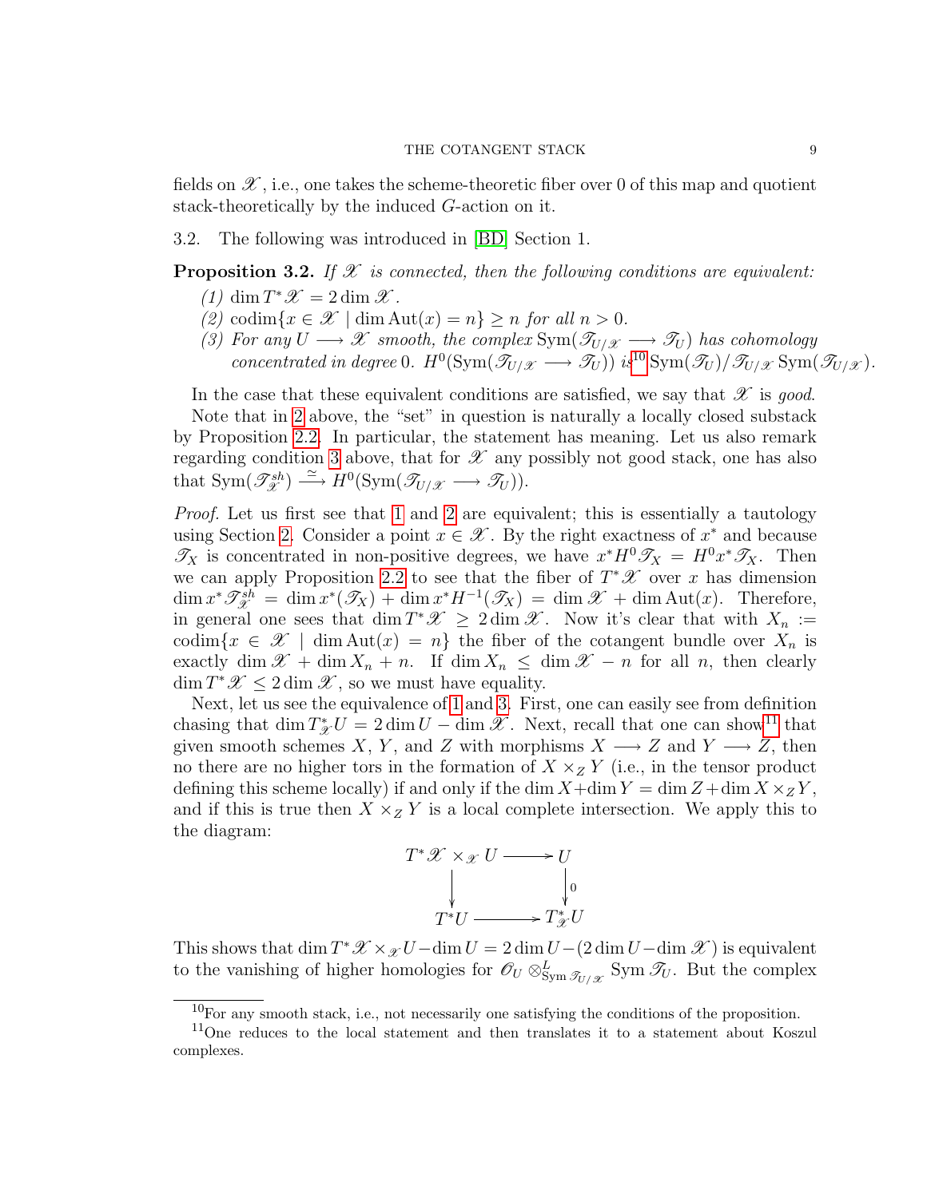fields on $\mathscr{X}$, i.e., one takes the scheme-theoretic fiber over 0 of this map and quotient stack-theoretically by the induced $G$-action on it.

3.2. The following was introduced in [BD] Section 1.

**Proposition 3.2.** *If $\mathscr{X}$ is connected, then the following conditions are equivalent:*

*(1) $\dim T^*\mathscr{X} = 2\dim \mathscr{X}$.*

*(2) $\operatorname{codim}\{x \in \mathscr{X} \mid \dim \operatorname{Aut}(x) = n\} \geq n$ for all $n > 0$.*

*(3) For any $U \longrightarrow \mathscr{X}$ smooth, the complex $\operatorname{Sym}(\mathscr{T}_{U/\mathscr{X}} \longrightarrow \mathscr{T}_U)$ has cohomology concentrated in degree 0. $H^0(\operatorname{Sym}(\mathscr{T}_{U/\mathscr{X}} \longrightarrow \mathscr{T}_U))$ is[10] $\operatorname{Sym}(\mathscr{T}_U)/\mathscr{T}_{U/\mathscr{X}} \operatorname{Sym}(\mathscr{T}_{U/\mathscr{X}})$.*

In the case that these equivalent conditions are satisfied, we say that $\mathscr{X}$ is *good*.

Note that in 2 above, the "set" in question is naturally a locally closed substack by Proposition 2.2. In particular, the statement has meaning. Let us also remark regarding condition 3 above, that for $\mathscr{X}$ any possibly not good stack, one has also that $\operatorname{Sym}(\mathscr{T}^{sh}_{\mathscr{X}}) \xrightarrow{\simeq} H^0(\operatorname{Sym}(\mathscr{T}_{U/\mathscr{X}} \longrightarrow \mathscr{T}_U))$.

*Proof.* Let us first see that 1 and 2 are equivalent; this is essentially a tautology using Section 2. Consider a point $x \in \mathscr{X}$. By the right exactness of $x^*$ and because $\mathscr{T}_X$ is concentrated in non-positive degrees, we have $x^*H^0\mathscr{T}_X = H^0x^*\mathscr{T}_X$. Then we can apply Proposition 2.2 to see that the fiber of $T^*\mathscr{X}$ over $x$ has dimension $\dim x^*\mathscr{T}^{sh}_{\mathscr{X}} = \dim x^*(\mathscr{T}_X) + \dim x^*H^{-1}(\mathscr{T}_X) = \dim \mathscr{X} + \dim \operatorname{Aut}(x)$. Therefore, in general one sees that $\dim T^*\mathscr{X} \geq 2\dim \mathscr{X}$. Now it's clear that with $X_n := \operatorname{codim}\{x \in \mathscr{X} \mid \dim \operatorname{Aut}(x) = n\}$ the fiber of the cotangent bundle over $X_n$ is exactly $\dim \mathscr{X} + \dim X_n + n$. If $\dim X_n \leq \dim \mathscr{X} - n$ for all $n$, then clearly $\dim T^*\mathscr{X} \leq 2\dim \mathscr{X}$, so we must have equality.

Next, let us see the equivalence of 1 and 3. First, one can easily see from definition chasing that $\dim T^*_{\mathscr{X}}U = 2\dim U - \dim \mathscr{X}$. Next, recall that one can show[11] that given smooth schemes $X$, $Y$, and $Z$ with morphisms $X \longrightarrow Z$ and $Y \longrightarrow Z$, then no there are no higher tors in the formation of $X \times_Z Y$ (i.e., in the tensor product defining this scheme locally) if and only if the $\dim X + \dim Y = \dim Z + \dim X \times_Z Y$, and if this is true then $X \times_Z Y$ is a local complete intersection. We apply this to the diagram:

$$\begin{array}{ccc} T^*\mathscr{X} \times_{\mathscr{X}} U & \longrightarrow & U \\ \big\downarrow & & \big\downarrow{\scriptstyle 0} \\ T^*U & \longrightarrow & T^*_{\mathscr{X}}U \end{array}$$

This shows that $\dim T^*\mathscr{X} \times_{\mathscr{X}} U - \dim U = 2\dim U - (2\dim U - \dim \mathscr{X})$ is equivalent to the vanishing of higher homologies for $\mathscr{O}_U \otimes^L_{\operatorname{Sym}\mathscr{T}_{U/\mathscr{X}}} \operatorname{Sym}\mathscr{T}_U$. But the complex

[10] For any smooth stack, i.e., not necessarily one satisfying the conditions of the proposition.

[11] One reduces to the local statement and then translates it to a statement about Koszul complexes.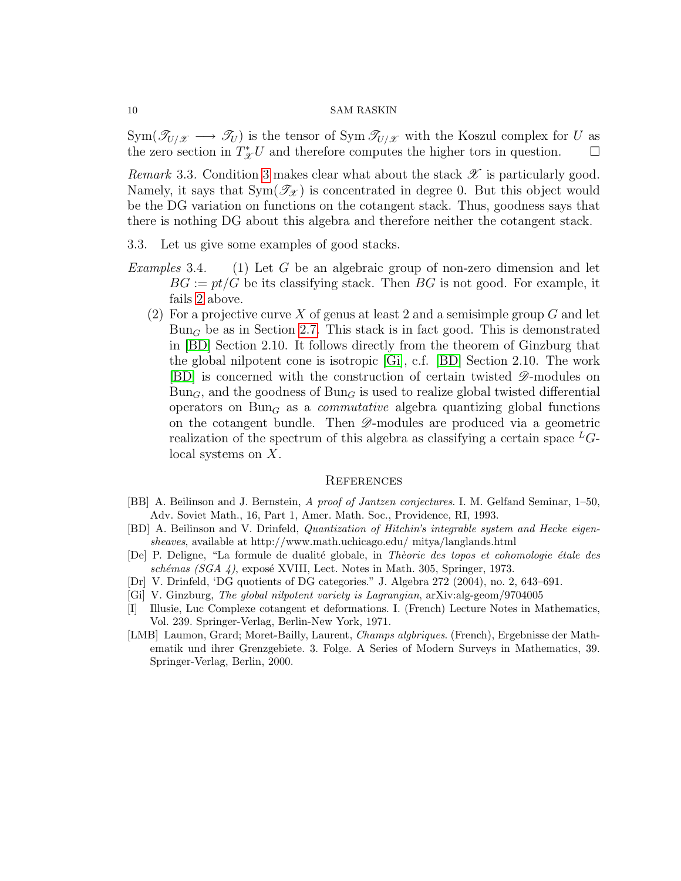$\mathrm{Sym}(\mathscr{T}_{U/\mathscr{X}} \longrightarrow \mathscr{T}_U)$ is the tensor of $\mathrm{Sym}\,\mathscr{T}_{U/\mathscr{X}}$ with the Koszul complex for $U$ as the zero section in $T^*_{\mathscr{X}}U$ and therefore computes the higher tors in question. □

*Remark* 3.3. Condition 3 makes clear what about the stack $\mathscr{X}$ is particularly good. Namely, it says that $\mathrm{Sym}(\mathscr{T}_{\mathscr{X}})$ is concentrated in degree 0. But this object would be the DG variation on functions on the cotangent stack. Thus, goodness says that there is nothing DG about this algebra and therefore neither the cotangent stack.

3.3. Let us give some examples of good stacks.

*Examples* 3.4.

(1) Let $G$ be an algebraic group of non-zero dimension and let $BG := pt/G$ be its classifying stack. Then $BG$ is not good. For example, it fails 2 above.

(2) For a projective curve $X$ of genus at least 2 and a semisimple group $G$ and let $\mathrm{Bun}_G$ be as in Section 2.7. This stack is in fact good. This is demonstrated in [BD] Section 2.10. It follows directly from the theorem of Ginzburg that the global nilpotent cone is isotropic [Gi], c.f. [BD] Section 2.10. The work [BD] is concerned with the construction of certain twisted $\mathscr{D}$-modules on $\mathrm{Bun}_G$, and the goodness of $\mathrm{Bun}_G$ is used to realize global twisted differential operators on $\mathrm{Bun}_G$ as a *commutative* algebra quantizing global functions on the cotangent bundle. Then $\mathscr{D}$-modules are produced via a geometric realization of the spectrum of this algebra as classifying a certain space ${}^LG$-local systems on $X$.

## References

[BB] A. Beilinson and J. Bernstein, *A proof of Jantzen conjectures*. I. M. Gelfand Seminar, 1–50, Adv. Soviet Math., 16, Part 1, Amer. Math. Soc., Providence, RI, 1993.

[BD] A. Beilinson and V. Drinfeld, *Quantization of Hitchin's integrable system and Hecke eigensheaves*, available at http://www.math.uchicago.edu/ mitya/langlands.html

[De] P. Deligne, "La formule de dualité globale, in *Thèorie des topos et cohomologie étale des schémas (SGA 4)*, exposé XVIII, Lect. Notes in Math. 305, Springer, 1973.

[Dr] V. Drinfeld, 'DG quotients of DG categories." J. Algebra 272 (2004), no. 2, 643–691.

[Gi] V. Ginzburg, *The global nilpotent variety is Lagrangian*, arXiv:alg-geom/9704005

[I] Illusie, Luc Complexe cotangent et deformations. I. (French) Lecture Notes in Mathematics, Vol. 239. Springer-Verlag, Berlin-New York, 1971.

[LMB] Laumon, Grard; Moret-Bailly, Laurent, *Champs algbriques*. (French), Ergebnisse der Mathematik und ihrer Grenzgebiete. 3. Folge. A Series of Modern Surveys in Mathematics, 39. Springer-Verlag, Berlin, 2000.